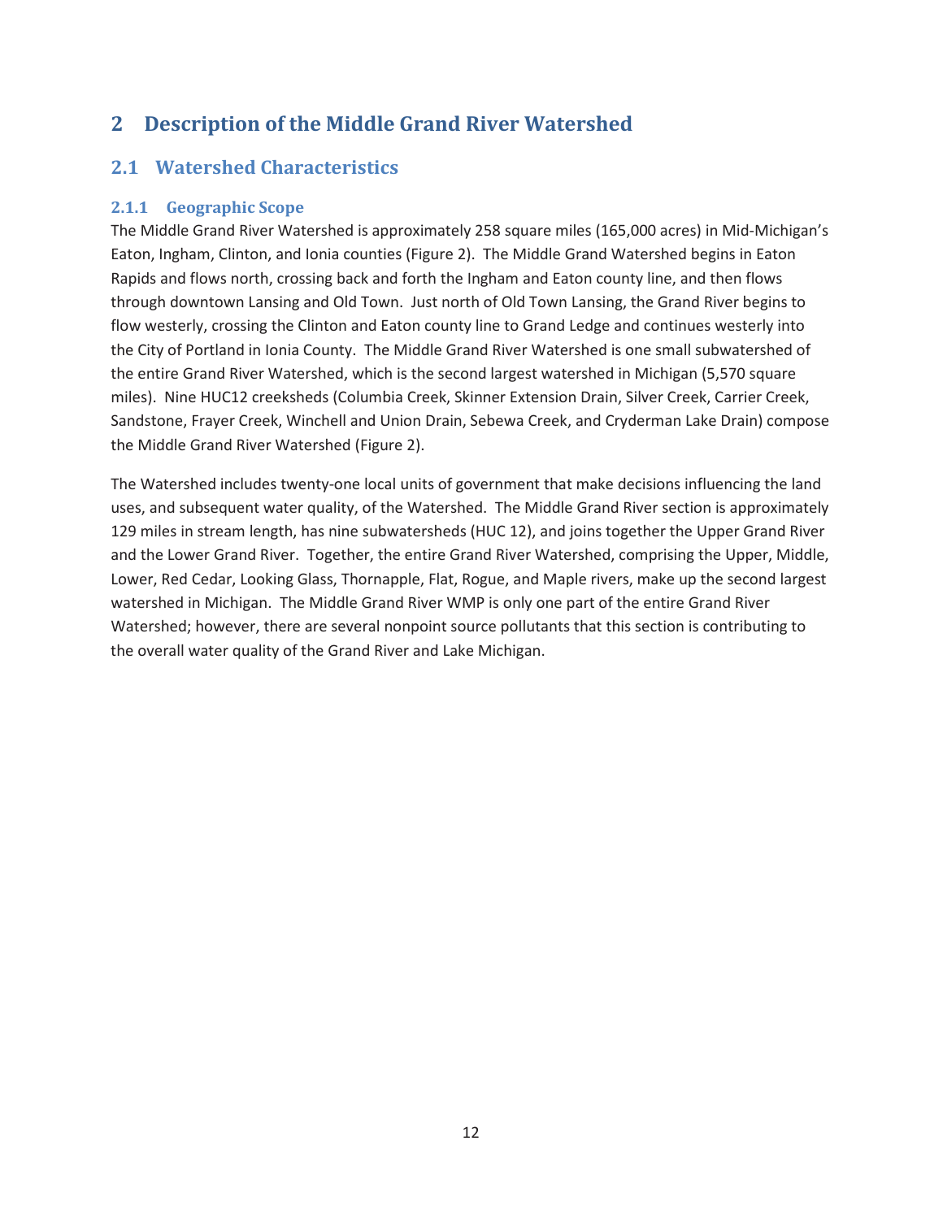# 2 Description of the Middle Grand River Watershed

## 2.1 Watershed Characteristics

### 2.1.1 Geographic Scope

The Middle Grand River Watershed is approximately 258 square miles (165,000 acres) in Mid-Michigan's Eaton, Ingham, Clinton, and Ionia counties (Figure 2). The Middle Grand Watershed begins in Eaton Rapids and flows north, crossing back and forth the Ingham and Eaton county line, and then flows through downtown Lansing and Old Town. Just north of Old Town Lansing, the Grand River begins to flow westerly, crossing the Clinton and Eaton county line to Grand Ledge and continues westerly into the City of Portland in Ionia County. The Middle Grand River Watershed is one small subwatershed of the entire Grand River Watershed, which is the second largest watershed in Michigan (5,570 square miles). Nine HUC12 creeksheds (Columbia Creek, Skinner Extension Drain, Silver Creek, Carrier Creek, Sandstone, Frayer Creek, Winchell and Union Drain, Sebewa Creek, and Cryderman Lake Drain) compose the Middle Grand River Watershed (Figure 2).

The Watershed includes twenty-one local units of government that make decisions influencing the land uses, and subsequent water quality, of the Watershed. The Middle Grand River section is approximately 129 miles in stream length, has nine subwatersheds (HUC 12), and joins together the Upper Grand River and the Lower Grand River. Together, the entire Grand River Watershed, comprising the Upper, Middle, Lower, Red Cedar, Looking Glass, Thornapple, Flat, Rogue, and Maple rivers, make up the second largest watershed in Michigan. The Middle Grand River WMP is only one part of the entire Grand River Watershed; however, there are several nonpoint source pollutants that this section is contributing to the overall water quality of the Grand River and Lake Michigan.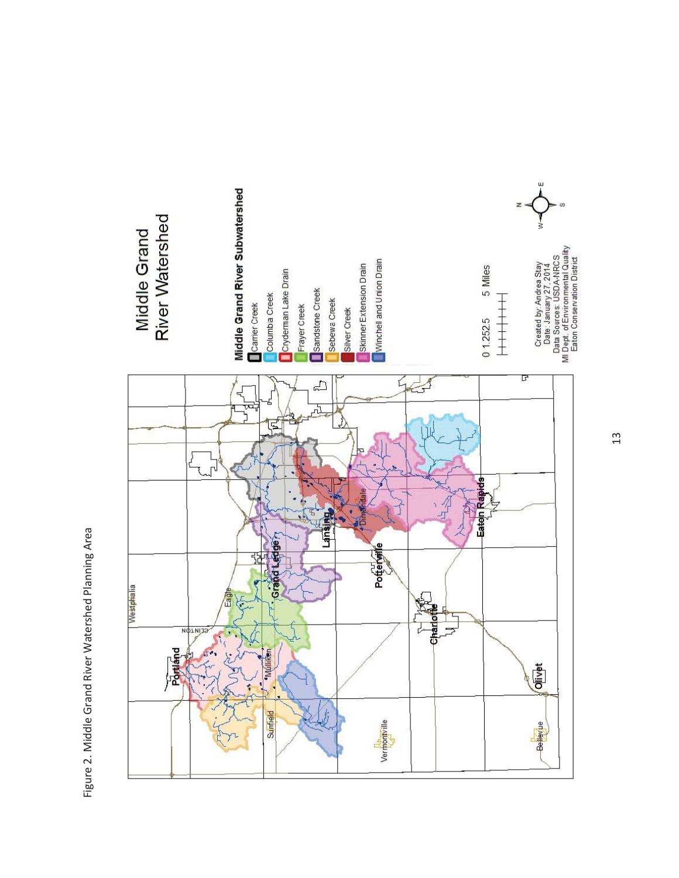Figure 2. Middle Grand River Watershed Planning Area

# Middle Grand River Watershed

**Middle Grand River Subwatershed**

- Carrier Creek
- Columbia Creek
- Cryderman Lake Drain
- Frayer Creek
- Sandstone Creek
- Sebewa Creek
- Silver Creek
- Skinner Extension Drain
- Winchell and Union Drain

0 1.25 2.5 5 Miles

Created by: Andrea Stay
Date: January 27, 2014
Data Sources: USDA-NRCS
MI Dept. of Environmental Quality
Eaton Conservation District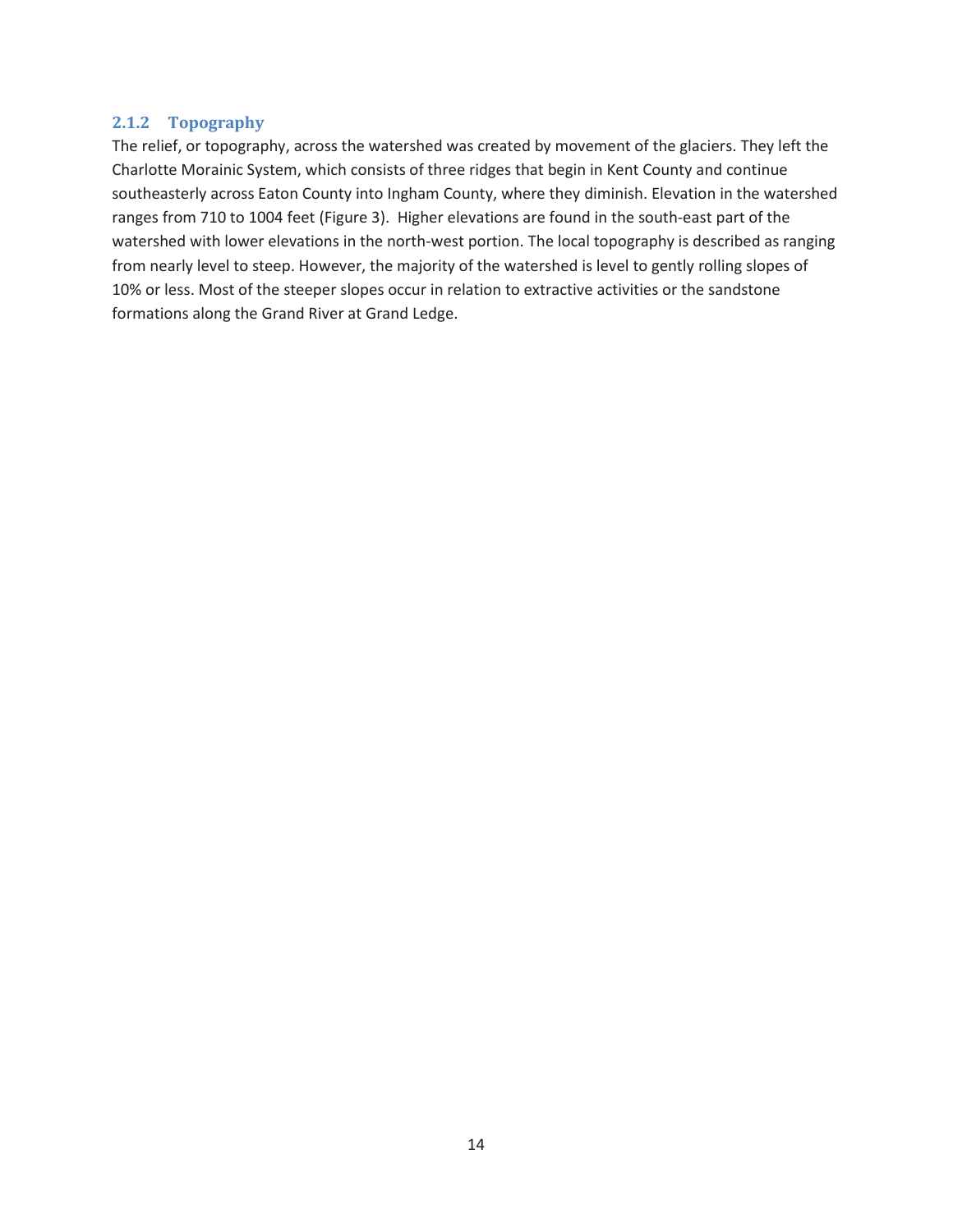### 2.1.2 Topography

The relief, or topography, across the watershed was created by movement of the glaciers. They left the Charlotte Morainic System, which consists of three ridges that begin in Kent County and continue southeasterly across Eaton County into Ingham County, where they diminish. Elevation in the watershed ranges from 710 to 1004 feet (Figure 3). Higher elevations are found in the south-east part of the watershed with lower elevations in the north-west portion. The local topography is described as ranging from nearly level to steep. However, the majority of the watershed is level to gently rolling slopes of 10% or less. Most of the steeper slopes occur in relation to extractive activities or the sandstone formations along the Grand River at Grand Ledge.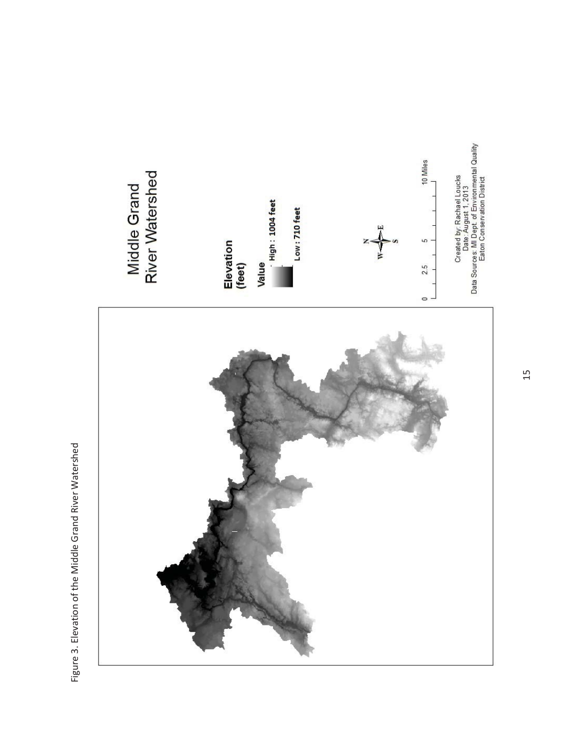Figure 3. Elevation of the Middle Grand River Watershed

Middle Grand River Watershed

Elevation (feet)

Value

High : 1004 feet

Low : 710 feet

0 2.5 5 10 Miles

Created by: Rachael Loucks
Date: August 1, 2013
Data Sources: MI Dept. of Environmental Quality
Eaton Conservation District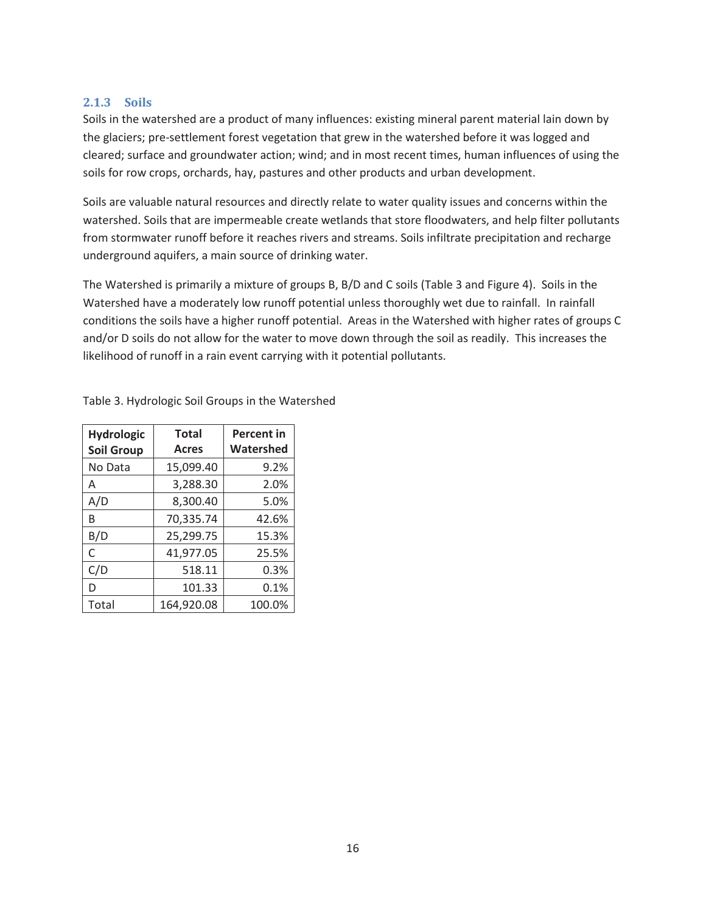### 2.1.3 Soils

Soils in the watershed are a product of many influences: existing mineral parent material lain down by the glaciers; pre-settlement forest vegetation that grew in the watershed before it was logged and cleared; surface and groundwater action; wind; and in most recent times, human influences of using the soils for row crops, orchards, hay, pastures and other products and urban development.

Soils are valuable natural resources and directly relate to water quality issues and concerns within the watershed. Soils that are impermeable create wetlands that store floodwaters, and help filter pollutants from stormwater runoff before it reaches rivers and streams. Soils infiltrate precipitation and recharge underground aquifers, a main source of drinking water.

The Watershed is primarily a mixture of groups B, B/D and C soils (Table 3 and Figure 4). Soils in the Watershed have a moderately low runoff potential unless thoroughly wet due to rainfall. In rainfall conditions the soils have a higher runoff potential. Areas in the Watershed with higher rates of groups C and/or D soils do not allow for the water to move down through the soil as readily. This increases the likelihood of runoff in a rain event carrying with it potential pollutants.

Table 3. Hydrologic Soil Groups in the Watershed

| Hydrologic Soil Group | Total Acres | Percent in Watershed |
|---|---:|---:|
| No Data | 15,099.40 | 9.2% |
| A | 3,288.30 | 2.0% |
| A/D | 8,300.40 | 5.0% |
| B | 70,335.74 | 42.6% |
| B/D | 25,299.75 | 15.3% |
| C | 41,977.05 | 25.5% |
| C/D | 518.11 | 0.3% |
| D | 101.33 | 0.1% |
| Total | 164,920.08 | 100.0% |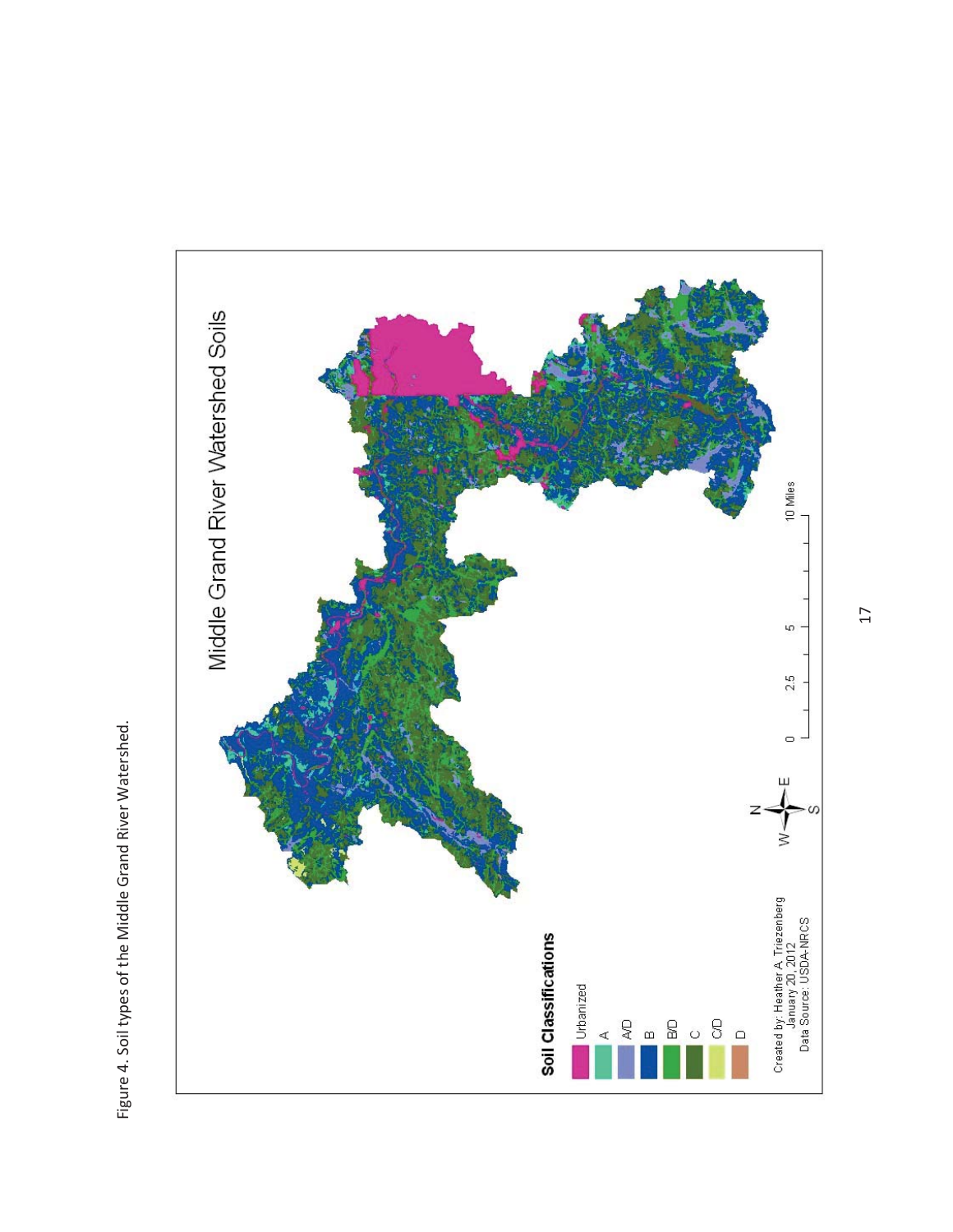Figure 4. Soil types of the Middle Grand River Watershed.

Middle Grand River Watershed Soils

**Soil Classifications**

- Urbanized
- A
- A/D
- B
- B/D
- C
- C/D
- D

Created by: Heather A. Triezenberg
January 20, 2012
Data Source: USDA-NRCS

0 2.5 5 10 Miles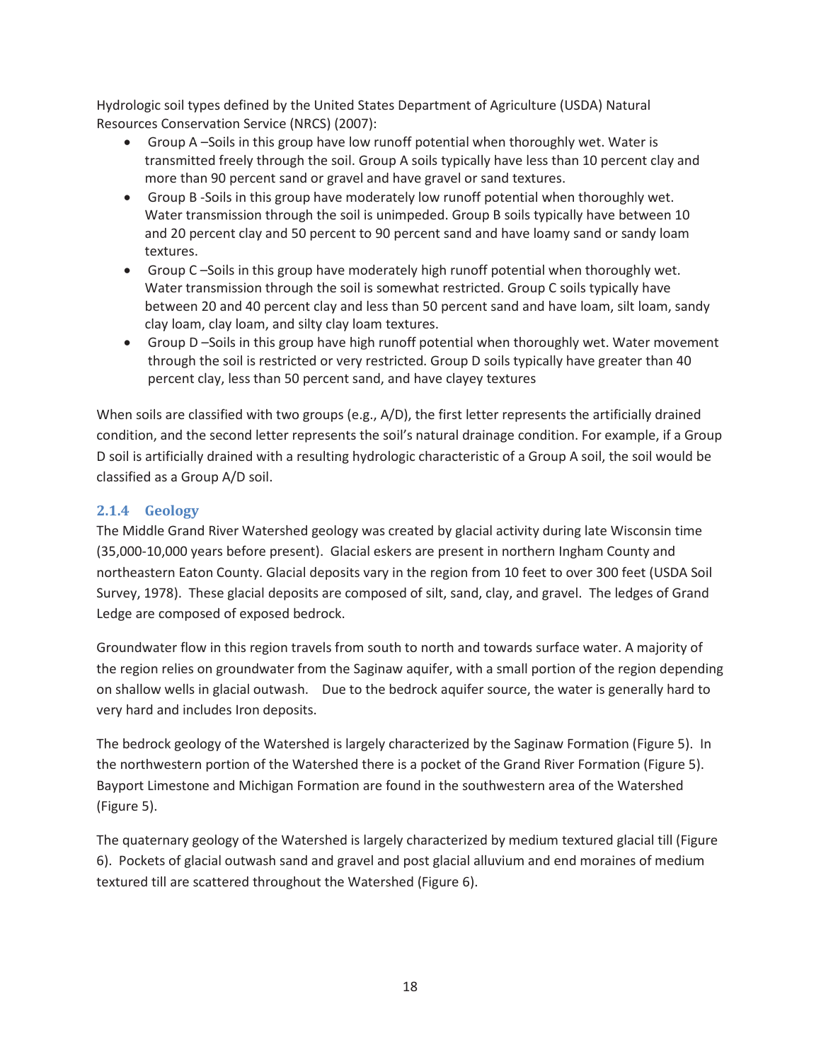Hydrologic soil types defined by the United States Department of Agriculture (USDA) Natural Resources Conservation Service (NRCS) (2007):

- Group A –Soils in this group have low runoff potential when thoroughly wet. Water is transmitted freely through the soil. Group A soils typically have less than 10 percent clay and more than 90 percent sand or gravel and have gravel or sand textures.
- Group B -Soils in this group have moderately low runoff potential when thoroughly wet. Water transmission through the soil is unimpeded. Group B soils typically have between 10 and 20 percent clay and 50 percent to 90 percent sand and have loamy sand or sandy loam textures.
- Group C –Soils in this group have moderately high runoff potential when thoroughly wet. Water transmission through the soil is somewhat restricted. Group C soils typically have between 20 and 40 percent clay and less than 50 percent sand and have loam, silt loam, sandy clay loam, clay loam, and silty clay loam textures.
- Group D –Soils in this group have high runoff potential when thoroughly wet. Water movement through the soil is restricted or very restricted. Group D soils typically have greater than 40 percent clay, less than 50 percent sand, and have clayey textures

When soils are classified with two groups (e.g., A/D), the first letter represents the artificially drained condition, and the second letter represents the soil's natural drainage condition. For example, if a Group D soil is artificially drained with a resulting hydrologic characteristic of a Group A soil, the soil would be classified as a Group A/D soil.

### 2.1.4 Geology

The Middle Grand River Watershed geology was created by glacial activity during late Wisconsin time (35,000-10,000 years before present). Glacial eskers are present in northern Ingham County and northeastern Eaton County. Glacial deposits vary in the region from 10 feet to over 300 feet (USDA Soil Survey, 1978). These glacial deposits are composed of silt, sand, clay, and gravel. The ledges of Grand Ledge are composed of exposed bedrock.

Groundwater flow in this region travels from south to north and towards surface water. A majority of the region relies on groundwater from the Saginaw aquifer, with a small portion of the region depending on shallow wells in glacial outwash. Due to the bedrock aquifer source, the water is generally hard to very hard and includes Iron deposits.

The bedrock geology of the Watershed is largely characterized by the Saginaw Formation (Figure 5). In the northwestern portion of the Watershed there is a pocket of the Grand River Formation (Figure 5). Bayport Limestone and Michigan Formation are found in the southwestern area of the Watershed (Figure 5).

The quaternary geology of the Watershed is largely characterized by medium textured glacial till (Figure 6). Pockets of glacial outwash sand and gravel and post glacial alluvium and end moraines of medium textured till are scattered throughout the Watershed (Figure 6).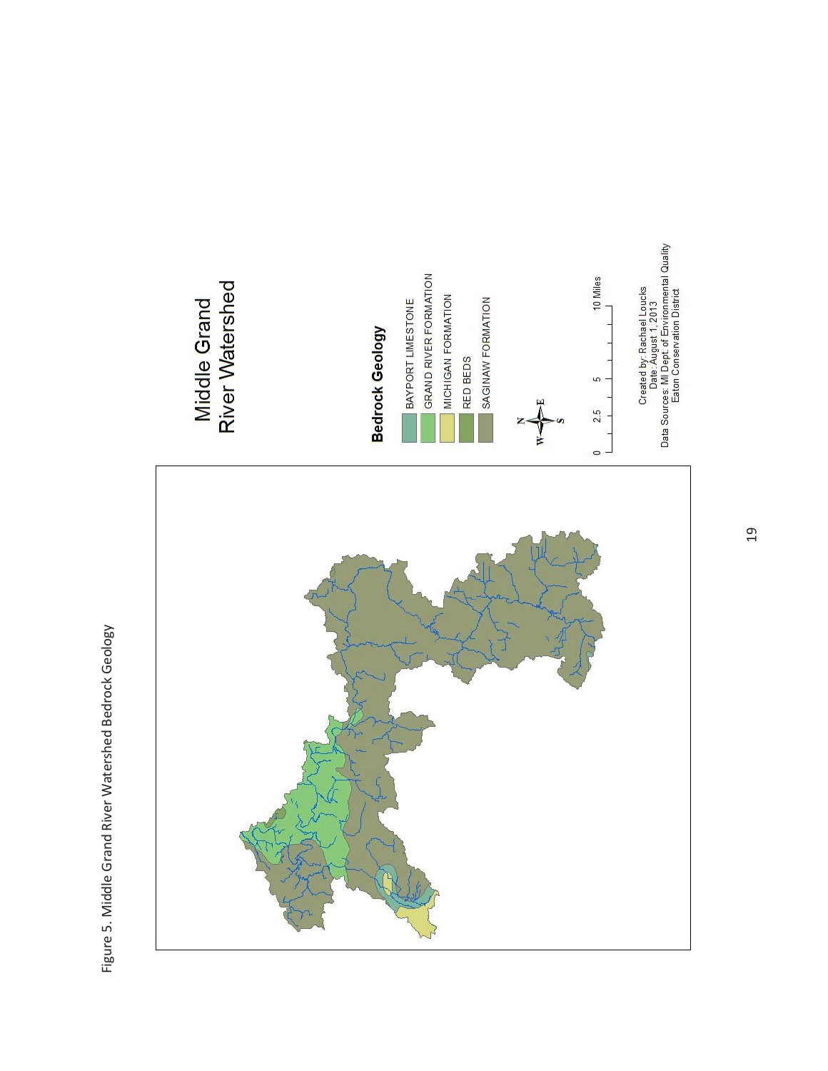Figure 5. Middle Grand River Watershed Bedrock Geology

# Middle Grand River Watershed

**Bedrock Geology**

- BAYPORT LIMESTONE
- GRAND RIVER FORMATION
- MICHIGAN FORMATION
- RED BEDS
- SAGINAW FORMATION

0 2.5 5 10 Miles

Created by: Rachael Loucks
Date: August 1, 2013
Data Sources: MI Dept of Environmental Quality
Eaton Conservation District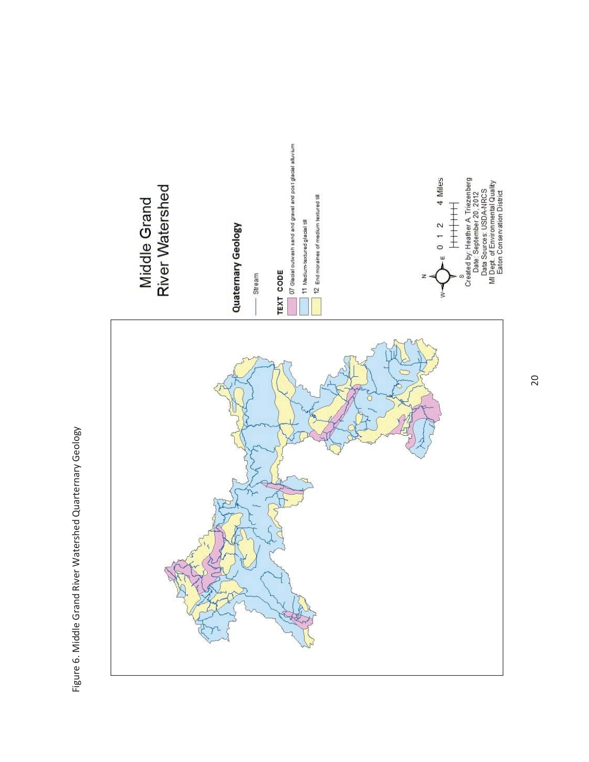Figure 6. Middle Grand River Watershed Quarternary Geology

Middle Grand River Watershed

Quaternary Geology

Stream

TEXT CODE

07 Glacial outwash sand and gravel and post glacial alluvium

11 Medium-textured glacial till

12 End moraines of medium textured till

0 1 2 4 Miles

Created by: Heather A. Triezenberg
Date: September 20, 2012
Data Sources: USDA-NRCS
MI Dept. of Environmental Quality
Eaton Conservation District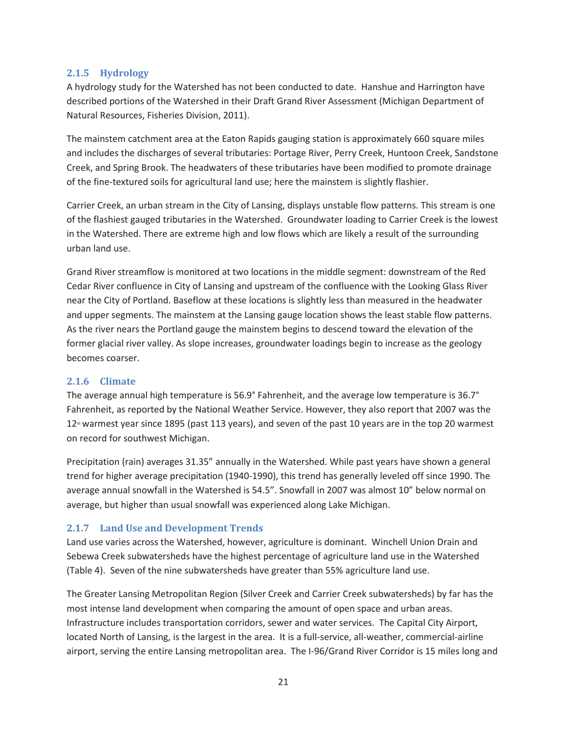### 2.1.5 Hydrology

A hydrology study for the Watershed has not been conducted to date. Hanshue and Harrington have described portions of the Watershed in their Draft Grand River Assessment (Michigan Department of Natural Resources, Fisheries Division, 2011).

The mainstem catchment area at the Eaton Rapids gauging station is approximately 660 square miles and includes the discharges of several tributaries: Portage River, Perry Creek, Huntoon Creek, Sandstone Creek, and Spring Brook. The headwaters of these tributaries have been modified to promote drainage of the fine-textured soils for agricultural land use; here the mainstem is slightly flashier.

Carrier Creek, an urban stream in the City of Lansing, displays unstable flow patterns. This stream is one of the flashiest gauged tributaries in the Watershed. Groundwater loading to Carrier Creek is the lowest in the Watershed. There are extreme high and low flows which are likely a result of the surrounding urban land use.

Grand River streamflow is monitored at two locations in the middle segment: downstream of the Red Cedar River confluence in City of Lansing and upstream of the confluence with the Looking Glass River near the City of Portland. Baseflow at these locations is slightly less than measured in the headwater and upper segments. The mainstem at the Lansing gauge location shows the least stable flow patterns. As the river nears the Portland gauge the mainstem begins to descend toward the elevation of the former glacial river valley. As slope increases, groundwater loadings begin to increase as the geology becomes coarser.

### 2.1.6 Climate

The average annual high temperature is 56.9° Fahrenheit, and the average low temperature is 36.7° Fahrenheit, as reported by the National Weather Service. However, they also report that 2007 was the 12th warmest year since 1895 (past 113 years), and seven of the past 10 years are in the top 20 warmest on record for southwest Michigan.

Precipitation (rain) averages 31.35" annually in the Watershed. While past years have shown a general trend for higher average precipitation (1940-1990), this trend has generally leveled off since 1990. The average annual snowfall in the Watershed is 54.5". Snowfall in 2007 was almost 10" below normal on average, but higher than usual snowfall was experienced along Lake Michigan.

### 2.1.7 Land Use and Development Trends

Land use varies across the Watershed, however, agriculture is dominant. Winchell Union Drain and Sebewa Creek subwatersheds have the highest percentage of agriculture land use in the Watershed (Table 4). Seven of the nine subwatersheds have greater than 55% agriculture land use.

The Greater Lansing Metropolitan Region (Silver Creek and Carrier Creek subwatersheds) by far has the most intense land development when comparing the amount of open space and urban areas. Infrastructure includes transportation corridors, sewer and water services. The Capital City Airport, located North of Lansing, is the largest in the area. It is a full-service, all-weather, commercial-airline airport, serving the entire Lansing metropolitan area. The I-96/Grand River Corridor is 15 miles long and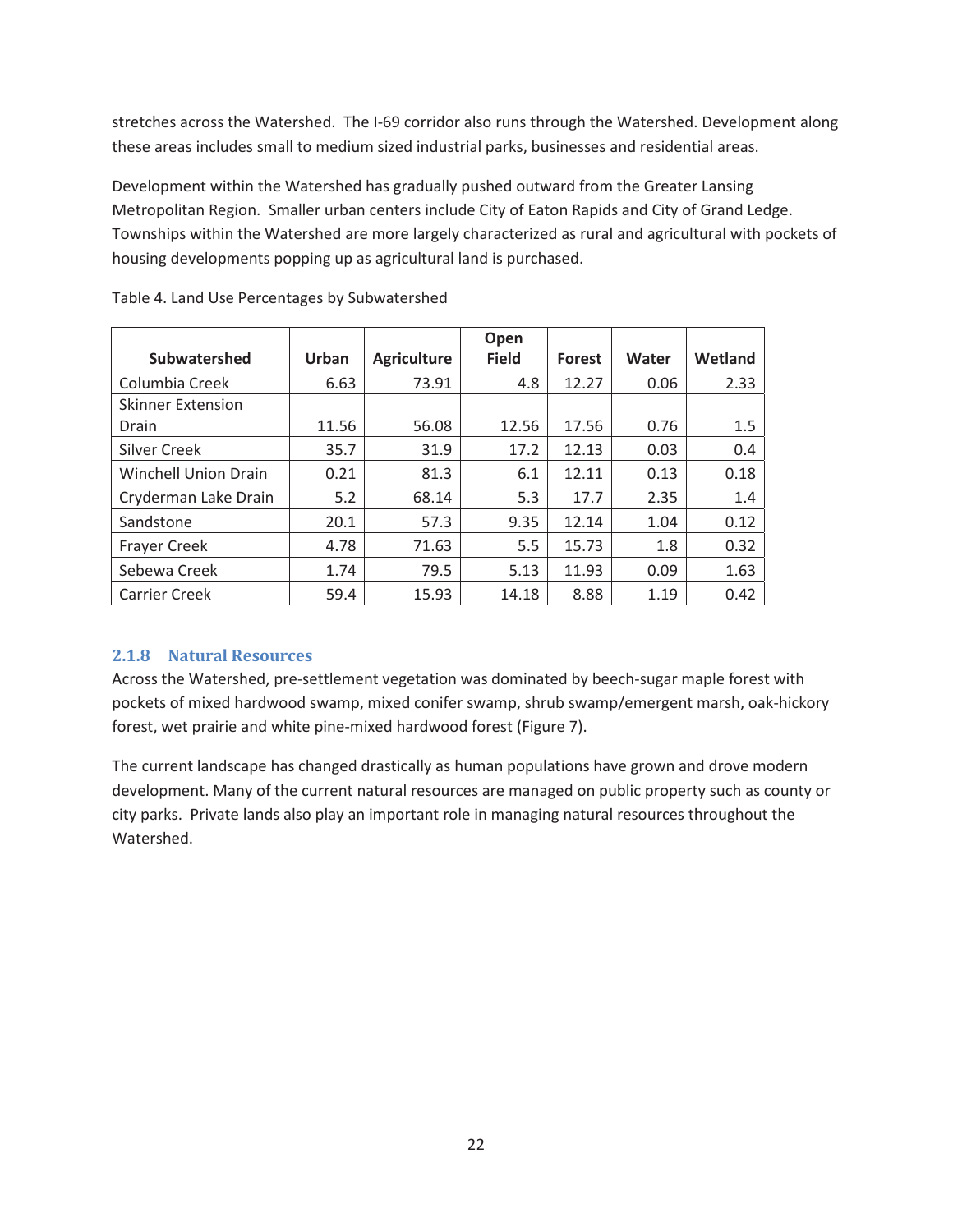stretches across the Watershed. The I-69 corridor also runs through the Watershed. Development along these areas includes small to medium sized industrial parks, businesses and residential areas.

Development within the Watershed has gradually pushed outward from the Greater Lansing Metropolitan Region. Smaller urban centers include City of Eaton Rapids and City of Grand Ledge. Townships within the Watershed are more largely characterized as rural and agricultural with pockets of housing developments popping up as agricultural land is purchased.

Table 4. Land Use Percentages by Subwatershed

| Subwatershed | Urban | Agriculture | Open Field | Forest | Water | Wetland |
|---|---|---|---|---|---|---|
| Columbia Creek | 6.63 | 73.91 | 4.8 | 12.27 | 0.06 | 2.33 |
| Skinner Extension Drain | 11.56 | 56.08 | 12.56 | 17.56 | 0.76 | 1.5 |
| Silver Creek | 35.7 | 31.9 | 17.2 | 12.13 | 0.03 | 0.4 |
| Winchell Union Drain | 0.21 | 81.3 | 6.1 | 12.11 | 0.13 | 0.18 |
| Cryderman Lake Drain | 5.2 | 68.14 | 5.3 | 17.7 | 2.35 | 1.4 |
| Sandstone | 20.1 | 57.3 | 9.35 | 12.14 | 1.04 | 0.12 |
| Frayer Creek | 4.78 | 71.63 | 5.5 | 15.73 | 1.8 | 0.32 |
| Sebewa Creek | 1.74 | 79.5 | 5.13 | 11.93 | 0.09 | 1.63 |
| Carrier Creek | 59.4 | 15.93 | 14.18 | 8.88 | 1.19 | 0.42 |

### 2.1.8 Natural Resources

Across the Watershed, pre-settlement vegetation was dominated by beech-sugar maple forest with pockets of mixed hardwood swamp, mixed conifer swamp, shrub swamp/emergent marsh, oak-hickory forest, wet prairie and white pine-mixed hardwood forest (Figure 7).

The current landscape has changed drastically as human populations have grown and drove modern development. Many of the current natural resources are managed on public property such as county or city parks. Private lands also play an important role in managing natural resources throughout the Watershed.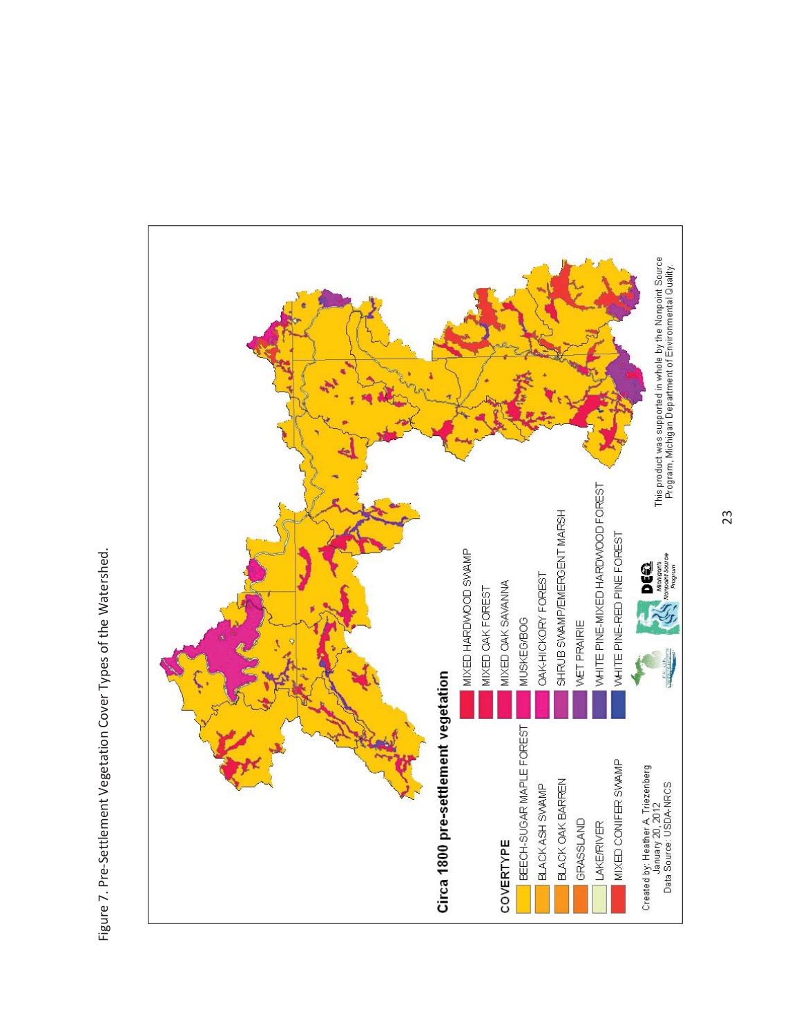Figure 7. Pre-Settlement Vegetation Cover Types of the Watershed.

**Circa 1800 pre-settlement vegetation**

**COVERTYPE**

- BEECH-SUGAR MAPLE FOREST
- BLACK ASH SWAMP
- BLACK OAK BARREN
- GRASSLAND
- LAKE/RIVER
- MIXED CONIFER SWAMP
- MIXED HARDWOOD SWAMP
- MIXED OAK FOREST
- MIXED OAK SAVANNA
- MUSKEG/BOG
- OAK-HICKORY FOREST
- SHRUB SWAMP/EMERGENT MARSH
- WET PRAIRIE
- WHITE PINE-MIXED HARDWOOD FOREST
- WHITE PINE-RED PINE FOREST

Created by: Heather A. Triezenberg
January 20, 2012
Data Source: USDA-NRCS

This product was supported in whole by the Nonpoint Source Program, Michigan Department of Environmental Quality.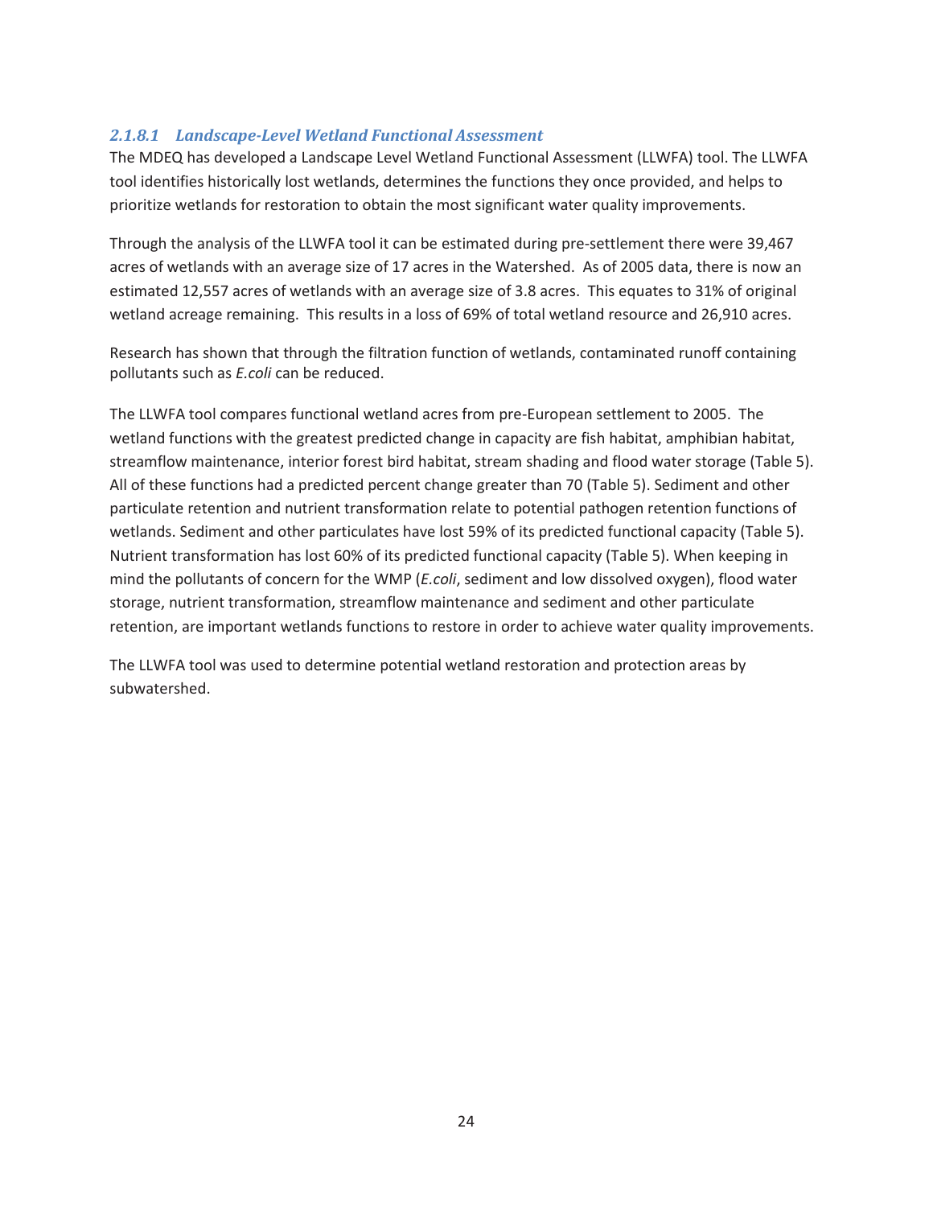#### *2.1.8.1 Landscape-Level Wetland Functional Assessment*

The MDEQ has developed a Landscape Level Wetland Functional Assessment (LLWFA) tool. The LLWFA tool identifies historically lost wetlands, determines the functions they once provided, and helps to prioritize wetlands for restoration to obtain the most significant water quality improvements.

Through the analysis of the LLWFA tool it can be estimated during pre-settlement there were 39,467 acres of wetlands with an average size of 17 acres in the Watershed. As of 2005 data, there is now an estimated 12,557 acres of wetlands with an average size of 3.8 acres. This equates to 31% of original wetland acreage remaining. This results in a loss of 69% of total wetland resource and 26,910 acres.

Research has shown that through the filtration function of wetlands, contaminated runoff containing pollutants such as *E.coli* can be reduced.

The LLWFA tool compares functional wetland acres from pre-European settlement to 2005. The wetland functions with the greatest predicted change in capacity are fish habitat, amphibian habitat, streamflow maintenance, interior forest bird habitat, stream shading and flood water storage (Table 5). All of these functions had a predicted percent change greater than 70 (Table 5). Sediment and other particulate retention and nutrient transformation relate to potential pathogen retention functions of wetlands. Sediment and other particulates have lost 59% of its predicted functional capacity (Table 5). Nutrient transformation has lost 60% of its predicted functional capacity (Table 5). When keeping in mind the pollutants of concern for the WMP (*E.coli*, sediment and low dissolved oxygen), flood water storage, nutrient transformation, streamflow maintenance and sediment and other particulate retention, are important wetlands functions to restore in order to achieve water quality improvements.

The LLWFA tool was used to determine potential wetland restoration and protection areas by subwatershed.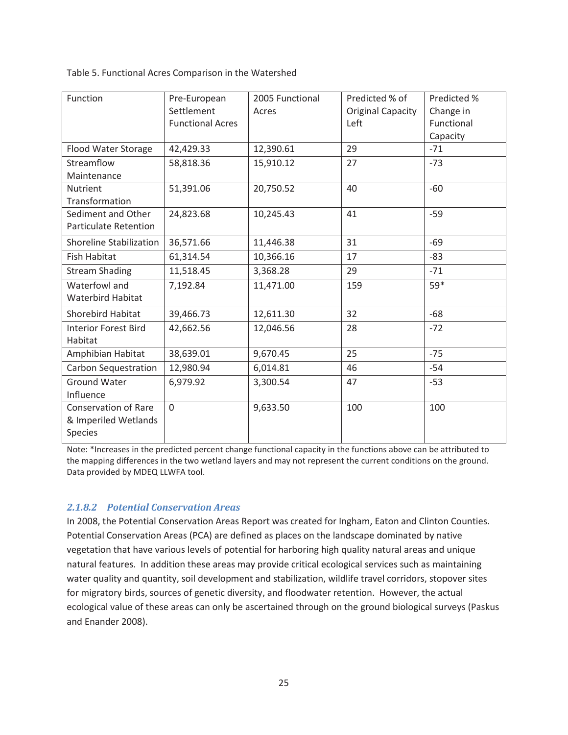Table 5. Functional Acres Comparison in the Watershed

| Function | Pre-European Settlement Functional Acres | 2005 Functional Acres | Predicted % of Original Capacity Left | Predicted % Change in Functional Capacity |
|---|---|---|---|---|
| Flood Water Storage | 42,429.33 | 12,390.61 | 29 | -71 |
| Streamflow Maintenance | 58,818.36 | 15,910.12 | 27 | -73 |
| Nutrient Transformation | 51,391.06 | 20,750.52 | 40 | -60 |
| Sediment and Other Particulate Retention | 24,823.68 | 10,245.43 | 41 | -59 |
| Shoreline Stabilization | 36,571.66 | 11,446.38 | 31 | -69 |
| Fish Habitat | 61,314.54 | 10,366.16 | 17 | -83 |
| Stream Shading | 11,518.45 | 3,368.28 | 29 | -71 |
| Waterfowl and Waterbird Habitat | 7,192.84 | 11,471.00 | 159 | 59* |
| Shorebird Habitat | 39,466.73 | 12,611.30 | 32 | -68 |
| Interior Forest Bird Habitat | 42,662.56 | 12,046.56 | 28 | -72 |
| Amphibian Habitat | 38,639.01 | 9,670.45 | 25 | -75 |
| Carbon Sequestration | 12,980.94 | 6,014.81 | 46 | -54 |
| Ground Water Influence | 6,979.92 | 3,300.54 | 47 | -53 |
| Conservation of Rare & Imperiled Wetlands Species | 0 | 9,633.50 | 100 | 100 |

Note: *Increases in the predicted percent change functional capacity in the functions above can be attributed to the mapping differences in the two wetland layers and may not represent the current conditions on the ground. Data provided by MDEQ LLWFA tool.

#### *2.1.8.2 Potential Conservation Areas*

In 2008, the Potential Conservation Areas Report was created for Ingham, Eaton and Clinton Counties. Potential Conservation Areas (PCA) are defined as places on the landscape dominated by native vegetation that have various levels of potential for harboring high quality natural areas and unique natural features. In addition these areas may provide critical ecological services such as maintaining water quality and quantity, soil development and stabilization, wildlife travel corridors, stopover sites for migratory birds, sources of genetic diversity, and floodwater retention. However, the actual ecological value of these areas can only be ascertained through on the ground biological surveys (Paskus and Enander 2008).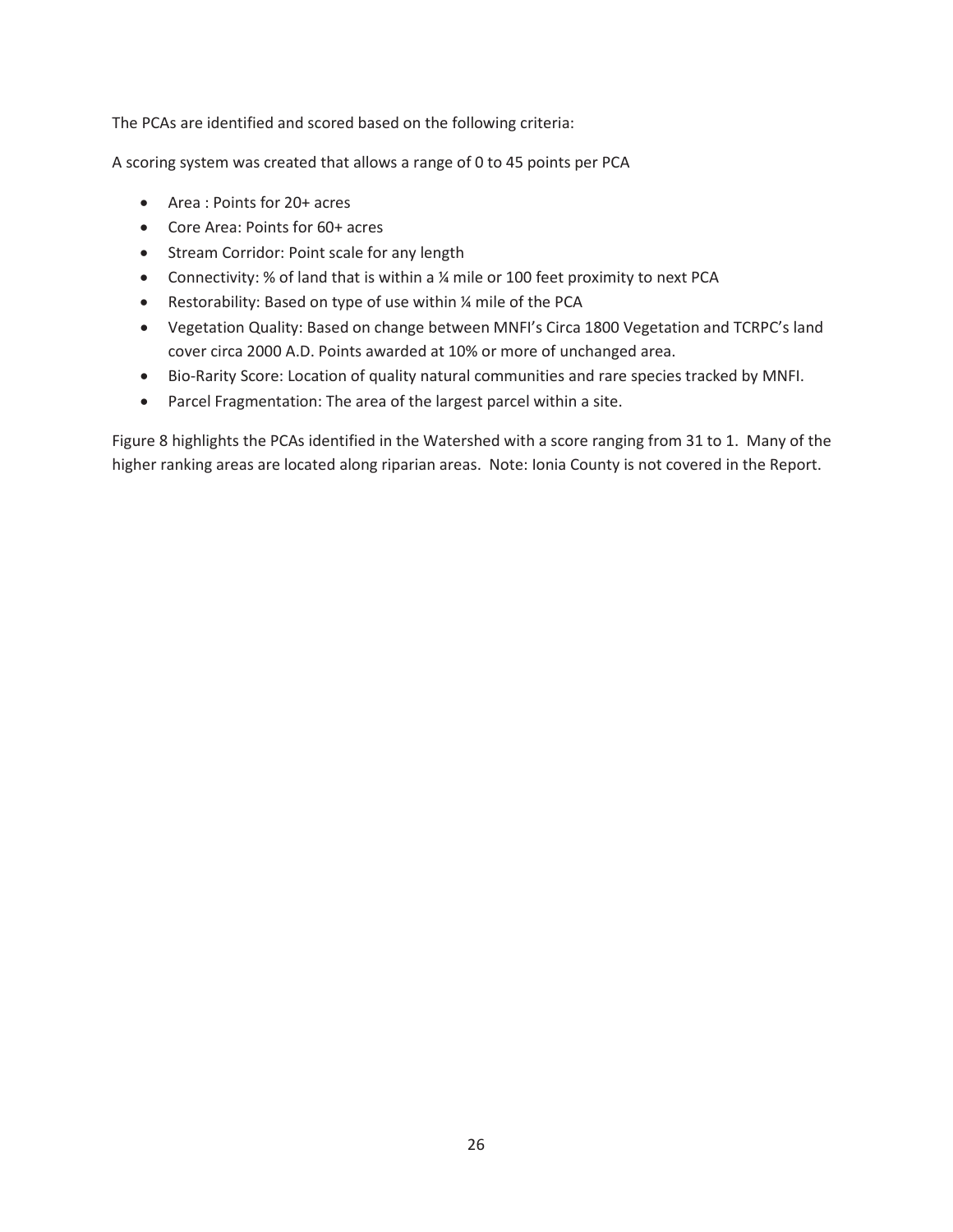The PCAs are identified and scored based on the following criteria:

A scoring system was created that allows a range of 0 to 45 points per PCA

- Area : Points for 20+ acres
- Core Area: Points for 60+ acres
- Stream Corridor: Point scale for any length
- Connectivity: % of land that is within a ¼ mile or 100 feet proximity to next PCA
- Restorability: Based on type of use within ¼ mile of the PCA
- Vegetation Quality: Based on change between MNFI's Circa 1800 Vegetation and TCRPC's land cover circa 2000 A.D. Points awarded at 10% or more of unchanged area.
- Bio-Rarity Score: Location of quality natural communities and rare species tracked by MNFI.
- Parcel Fragmentation: The area of the largest parcel within a site.

Figure 8 highlights the PCAs identified in the Watershed with a score ranging from 31 to 1. Many of the higher ranking areas are located along riparian areas. Note: Ionia County is not covered in the Report.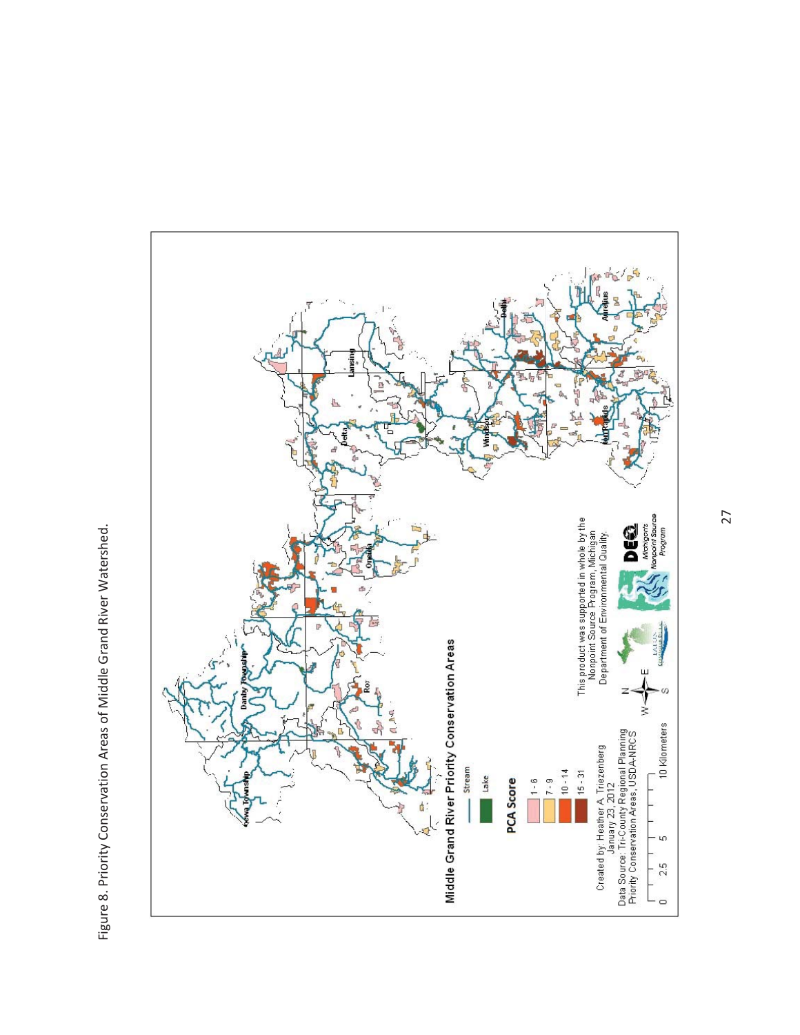Figure 8. Priority Conservation Areas of Middle Grand River Watershed.

Middle Grand River Priority Conservation Areas

Stream

Lake

PCA Score

1 - 6

7 - 9

10 - 14

15 - 31

Created by: Heather A. Triezenberg
January 23, 2012
Data Source: Tri-County Regional Planning
Priority Conservation Areas, USDA-NRCS

0 2.5 5 10 Kilometers

This product was supported in whole by the Nonpoint Source Program, Michigan Department of Environmental Quality.

Michigan's Nonpoint Source Program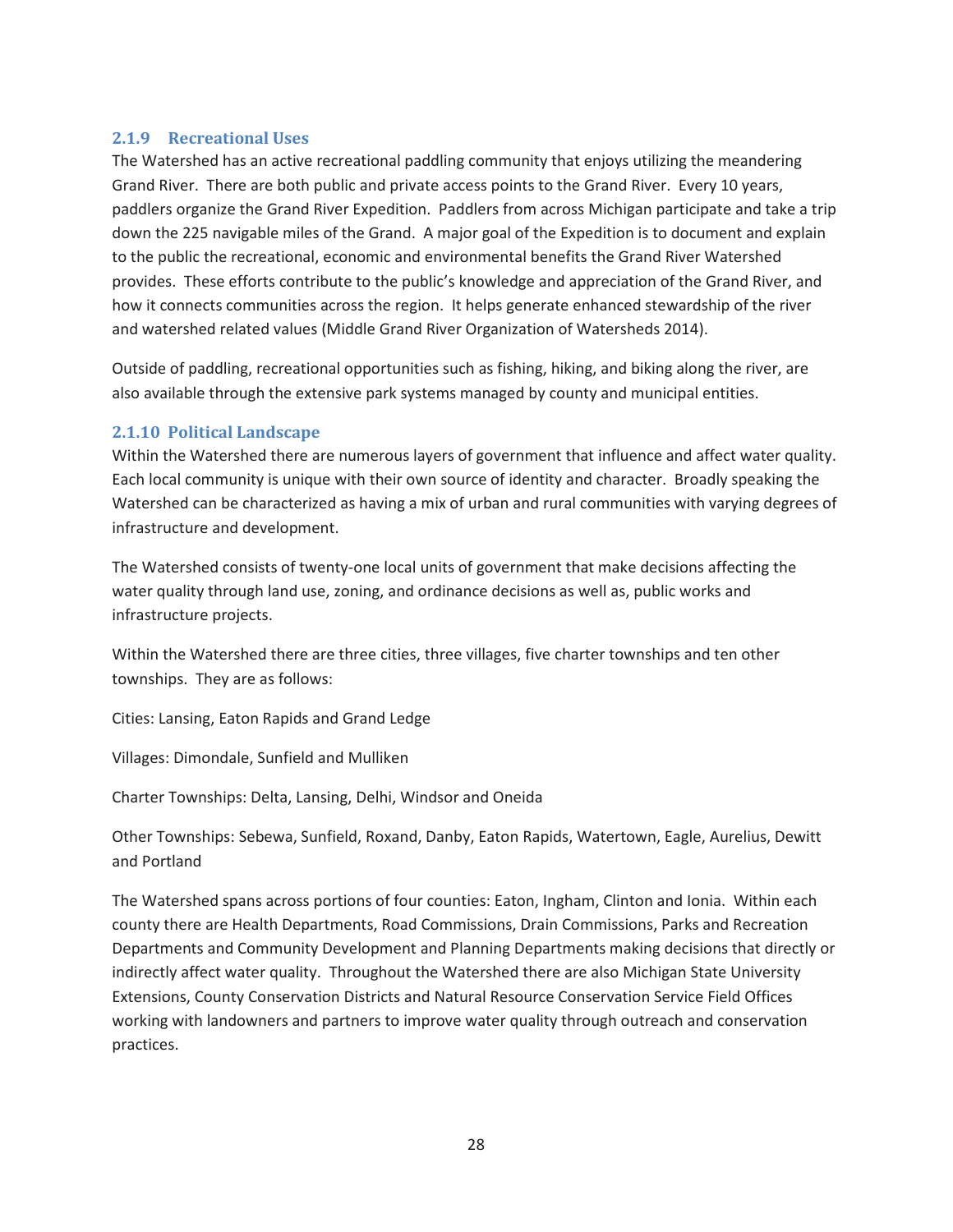### 2.1.9 Recreational Uses

The Watershed has an active recreational paddling community that enjoys utilizing the meandering Grand River. There are both public and private access points to the Grand River. Every 10 years, paddlers organize the Grand River Expedition. Paddlers from across Michigan participate and take a trip down the 225 navigable miles of the Grand. A major goal of the Expedition is to document and explain to the public the recreational, economic and environmental benefits the Grand River Watershed provides. These efforts contribute to the public's knowledge and appreciation of the Grand River, and how it connects communities across the region. It helps generate enhanced stewardship of the river and watershed related values (Middle Grand River Organization of Watersheds 2014).

Outside of paddling, recreational opportunities such as fishing, hiking, and biking along the river, are also available through the extensive park systems managed by county and municipal entities.

### 2.1.10 Political Landscape

Within the Watershed there are numerous layers of government that influence and affect water quality. Each local community is unique with their own source of identity and character. Broadly speaking the Watershed can be characterized as having a mix of urban and rural communities with varying degrees of infrastructure and development.

The Watershed consists of twenty-one local units of government that make decisions affecting the water quality through land use, zoning, and ordinance decisions as well as, public works and infrastructure projects.

Within the Watershed there are three cities, three villages, five charter townships and ten other townships. They are as follows:

Cities: Lansing, Eaton Rapids and Grand Ledge

Villages: Dimondale, Sunfield and Mulliken

Charter Townships: Delta, Lansing, Delhi, Windsor and Oneida

Other Townships: Sebewa, Sunfield, Roxand, Danby, Eaton Rapids, Watertown, Eagle, Aurelius, Dewitt and Portland

The Watershed spans across portions of four counties: Eaton, Ingham, Clinton and Ionia. Within each county there are Health Departments, Road Commissions, Drain Commissions, Parks and Recreation Departments and Community Development and Planning Departments making decisions that directly or indirectly affect water quality. Throughout the Watershed there are also Michigan State University Extensions, County Conservation Districts and Natural Resource Conservation Service Field Offices working with landowners and partners to improve water quality through outreach and conservation practices.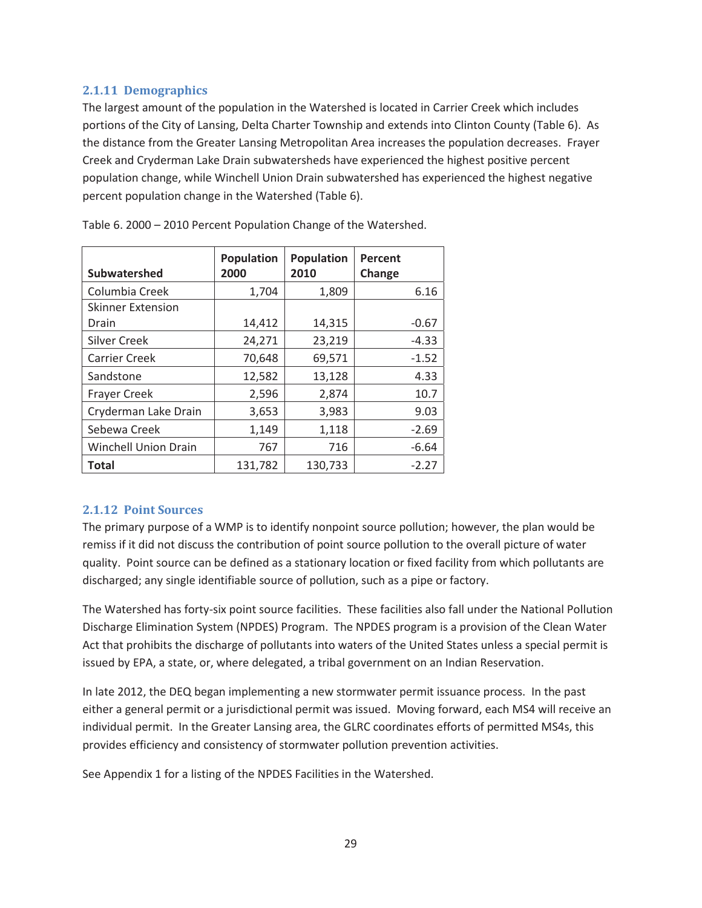### 2.1.11 Demographics

The largest amount of the population in the Watershed is located in Carrier Creek which includes portions of the City of Lansing, Delta Charter Township and extends into Clinton County (Table 6). As the distance from the Greater Lansing Metropolitan Area increases the population decreases. Frayer Creek and Cryderman Lake Drain subwatersheds have experienced the highest positive percent population change, while Winchell Union Drain subwatershed has experienced the highest negative percent population change in the Watershed (Table 6).

Table 6. 2000 – 2010 Percent Population Change of the Watershed.

| Subwatershed | Population 2000 | Population 2010 | Percent Change |
|---|---|---|---|
| Columbia Creek | 1,704 | 1,809 | 6.16 |
| Skinner Extension Drain | 14,412 | 14,315 | -0.67 |
| Silver Creek | 24,271 | 23,219 | -4.33 |
| Carrier Creek | 70,648 | 69,571 | -1.52 |
| Sandstone | 12,582 | 13,128 | 4.33 |
| Frayer Creek | 2,596 | 2,874 | 10.7 |
| Cryderman Lake Drain | 3,653 | 3,983 | 9.03 |
| Sebewa Creek | 1,149 | 1,118 | -2.69 |
| Winchell Union Drain | 767 | 716 | -6.64 |
| **Total** | 131,782 | 130,733 | -2.27 |

### 2.1.12 Point Sources

The primary purpose of a WMP is to identify nonpoint source pollution; however, the plan would be remiss if it did not discuss the contribution of point source pollution to the overall picture of water quality. Point source can be defined as a stationary location or fixed facility from which pollutants are discharged; any single identifiable source of pollution, such as a pipe or factory.

The Watershed has forty-six point source facilities. These facilities also fall under the National Pollution Discharge Elimination System (NPDES) Program. The NPDES program is a provision of the Clean Water Act that prohibits the discharge of pollutants into waters of the United States unless a special permit is issued by EPA, a state, or, where delegated, a tribal government on an Indian Reservation.

In late 2012, the DEQ began implementing a new stormwater permit issuance process. In the past either a general permit or a jurisdictional permit was issued. Moving forward, each MS4 will receive an individual permit. In the Greater Lansing area, the GLRC coordinates efforts of permitted MS4s, this provides efficiency and consistency of stormwater pollution prevention activities.

See Appendix 1 for a listing of the NPDES Facilities in the Watershed.